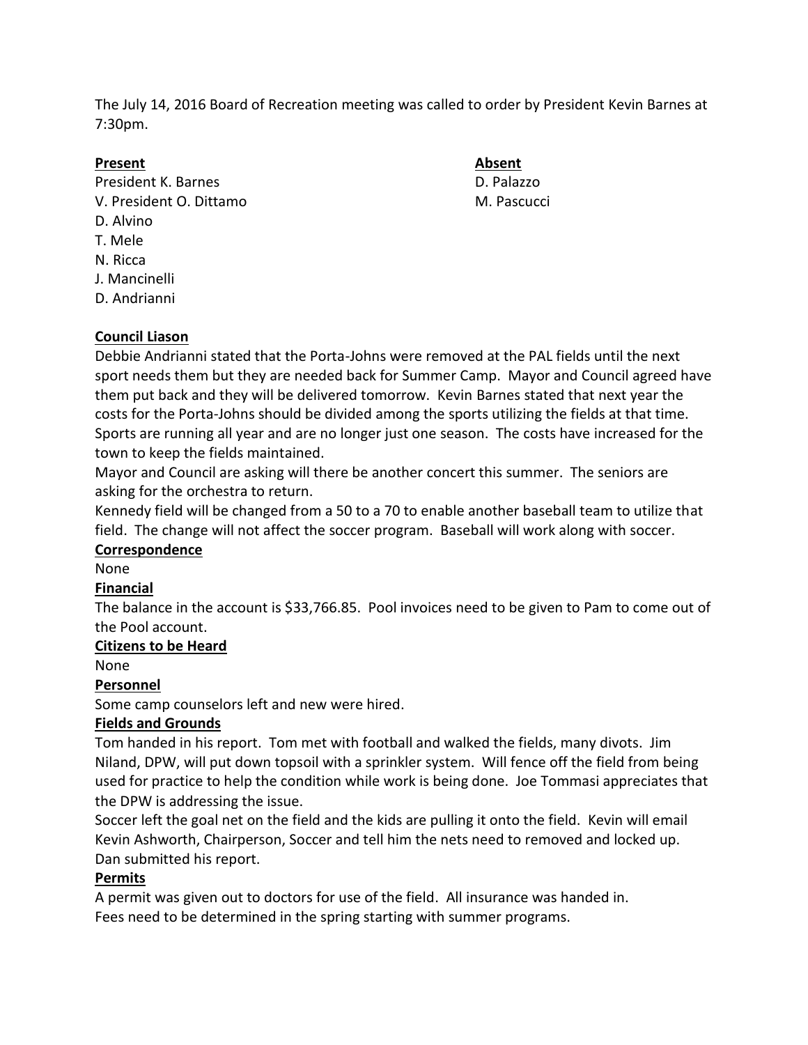The July 14, 2016 Board of Recreation meeting was called to order by President Kevin Barnes at 7:30pm.

| **Present** | **Absent** |
|---|---|
| President K. Barnes | D. Palazzo |
| V. President O. Dittamo | M. Pascucci |
| D. Alvino | |
| T. Mele | |
| N. Ricca | |
| J. Mancinelli | |
| D. Andrianni | |

**Council Liason**

Debbie Andrianni stated that the Porta-Johns were removed at the PAL fields until the next sport needs them but they are needed back for Summer Camp. Mayor and Council agreed have them put back and they will be delivered tomorrow. Kevin Barnes stated that next year the costs for the Porta-Johns should be divided among the sports utilizing the fields at that time. Sports are running all year and are no longer just one season. The costs have increased for the town to keep the fields maintained.

Mayor and Council are asking will there be another concert this summer. The seniors are asking for the orchestra to return.

Kennedy field will be changed from a 50 to a 70 to enable another baseball team to utilize that field. The change will not affect the soccer program. Baseball will work along with soccer.

**Correspondence**

None

**Financial**

The balance in the account is $33,766.85. Pool invoices need to be given to Pam to come out of the Pool account.

**Citizens to be Heard**

None

**Personnel**

Some camp counselors left and new were hired.

**Fields and Grounds**

Tom handed in his report. Tom met with football and walked the fields, many divots. Jim Niland, DPW, will put down topsoil with a sprinkler system. Will fence off the field from being used for practice to help the condition while work is being done. Joe Tommasi appreciates that the DPW is addressing the issue.

Soccer left the goal net on the field and the kids are pulling it onto the field. Kevin will email Kevin Ashworth, Chairperson, Soccer and tell him the nets need to removed and locked up.

Dan submitted his report.

**Permits**

A permit was given out to doctors for use of the field. All insurance was handed in.

Fees need to be determined in the spring starting with summer programs.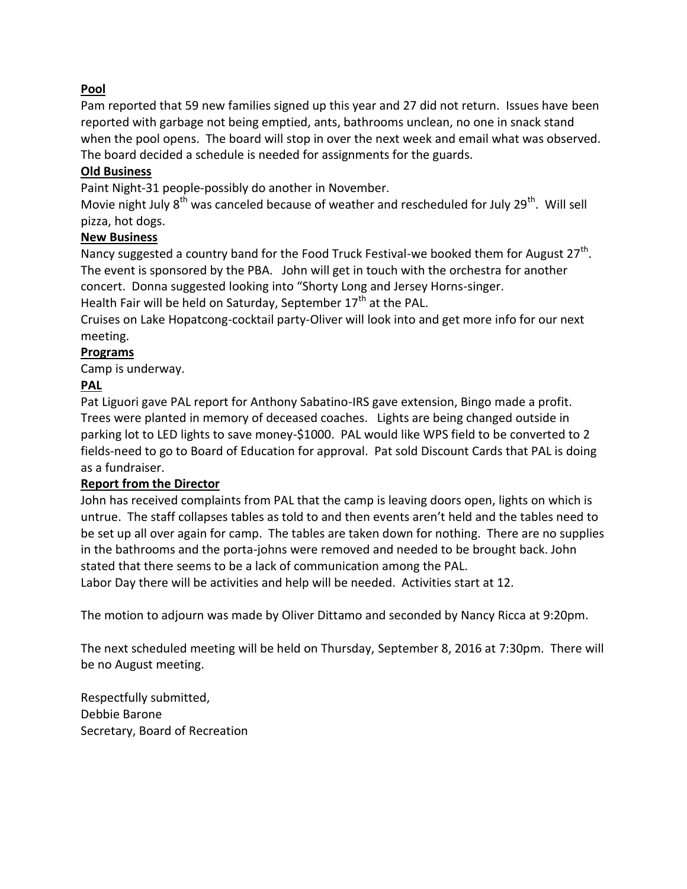**Pool**

Pam reported that 59 new families signed up this year and 27 did not return. Issues have been reported with garbage not being emptied, ants, bathrooms unclean, no one in snack stand when the pool opens. The board will stop in over the next week and email what was observed. The board decided a schedule is needed for assignments for the guards.

**Old Business**

Paint Night-31 people-possibly do another in November.

Movie night July 8th was canceled because of weather and rescheduled for July 29th. Will sell pizza, hot dogs.

**New Business**

Nancy suggested a country band for the Food Truck Festival-we booked them for August 27th. The event is sponsored by the PBA. John will get in touch with the orchestra for another concert. Donna suggested looking into "Shorty Long and Jersey Horns-singer.

Health Fair will be held on Saturday, September 17th at the PAL.

Cruises on Lake Hopatcong-cocktail party-Oliver will look into and get more info for our next meeting.

**Programs**

Camp is underway.

**PAL**

Pat Liguori gave PAL report for Anthony Sabatino-IRS gave extension, Bingo made a profit. Trees were planted in memory of deceased coaches. Lights are being changed outside in parking lot to LED lights to save money-$1000. PAL would like WPS field to be converted to 2 fields-need to go to Board of Education for approval. Pat sold Discount Cards that PAL is doing as a fundraiser.

**Report from the Director**

John has received complaints from PAL that the camp is leaving doors open, lights on which is untrue. The staff collapses tables as told to and then events aren't held and the tables need to be set up all over again for camp. The tables are taken down for nothing. There are no supplies in the bathrooms and the porta-johns were removed and needed to be brought back. John stated that there seems to be a lack of communication among the PAL.

Labor Day there will be activities and help will be needed. Activities start at 12.

The motion to adjourn was made by Oliver Dittamo and seconded by Nancy Ricca at 9:20pm.

The next scheduled meeting will be held on Thursday, September 8, 2016 at 7:30pm. There will be no August meeting.

Respectfully submitted,
Debbie Barone
Secretary, Board of Recreation